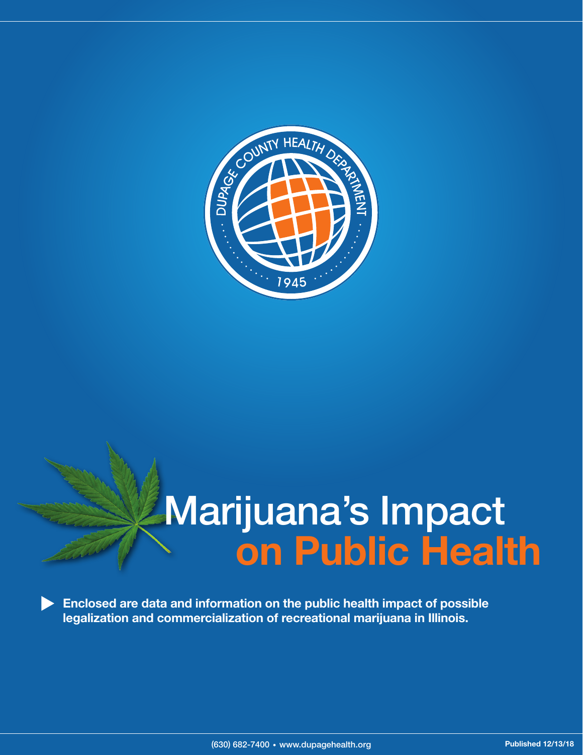DUPAGE COUNTY HEALTH DEPARTMENT

1945

# Marijuana's Impact on Public Health

**Enclosed are data and information on the public health impact of possible legalization and commercialization of recreational marijuana in Illinois.**

(630) 682-7400 • www.dupagehealth.org

**Published 12/13/18**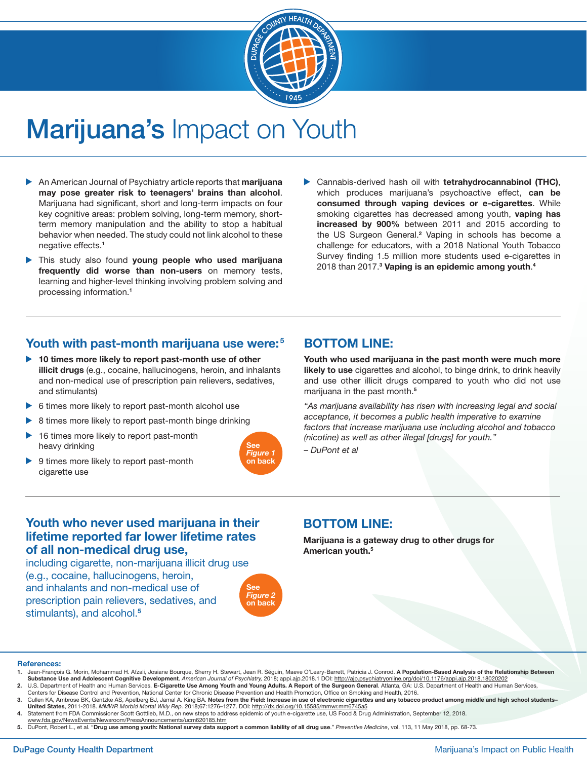# **Marijuana's** Impact on Youth

- An American Journal of Psychiatry article reports that **marijuana may pose greater risk to teenagers' brains than alcohol**. Marijuana had significant, short and long-term impacts on four key cognitive areas: problem solving, long-term memory, short-term memory manipulation and the ability to stop a habitual behavior when needed. The study could not link alcohol to these negative effects.[1]
- This study also found **young people who used marijuana frequently did worse than non-users** on memory tests, learning and higher-level thinking involving problem solving and processing information.[1]
- Cannabis-derived hash oil with **tetrahydrocannabinol (THC)**, which produces marijuana's psychoactive effect, **can be consumed through vaping devices or e-cigarettes**. While smoking cigarettes has decreased among youth, **vaping has increased by 900%** between 2011 and 2015 according to the US Surgeon General.[2] Vaping in schools has become a challenge for educators, with a 2018 National Youth Tobacco Survey finding 1.5 million more students used e-cigarettes in 2018 than 2017.[3] **Vaping is an epidemic among youth**.[4]

## Youth with past-month marijuana use were:[5]

- **10 times more likely to report past-month use of other illicit drugs** (e.g., cocaine, hallucinogens, heroin, and inhalants and non-medical use of prescription pain relievers, sedatives, and stimulants)
- 6 times more likely to report past-month alcohol use
- 8 times more likely to report past-month binge drinking
- 16 times more likely to report past-month heavy drinking
- 9 times more likely to report past-month cigarette use

See *Figure 1* on back

## BOTTOM LINE:

**Youth who used marijuana in the past month were much more likely to use** cigarettes and alcohol, to binge drink, to drink heavily and use other illicit drugs compared to youth who did not use marijuana in the past month.[5]

*"As marijuana availability has risen with increasing legal and social acceptance, it becomes a public health imperative to examine factors that increase marijuana use including alcohol and tobacco (nicotine) as well as other illegal [drugs] for youth."*

*– DuPont et al*

## Youth who never used marijuana in their lifetime reported far lower lifetime rates of all non-medical drug use,

including cigarette, non-marijuana illicit drug use (e.g., cocaine, hallucinogens, heroin, and inhalants and non-medical use of prescription pain relievers, sedatives, and stimulants), and alcohol.[5]

See *Figure 2* on back

## BOTTOM LINE:

**Marijuana is a gateway drug to other drugs for American youth.**[5]

**References:**

1. Jean-François G. Morin, Mohammad H. Afzali, Josiane Bourque, Sherry H. Stewart, Jean R. Séguin, Maeve O'Leary-Barrett, Patricia J. Conrod. **A Population-Based Analysis of the Relationship Between Substance Use and Adolescent Cognitive Development**. *American Journal of Psychiatry,* 2018; appi.ajp.2018.1 DOI: http://ajp.psychiatryonline.org/doi/10.1176/appi.ajp.2018.18020202
2. U.S. Department of Health and Human Services. **E-Cigarette Use Among Youth and Young Adults. A Report of the Surgeon General**. Atlanta, GA: U.S. Department of Health and Human Services, Centers for Disease Control and Prevention, National Center for Chronic Disease Prevention and Health Promotion, Office on Smoking and Health, 2016.
3. Cullen KA, Ambrose BK, Gentzke AS, Apelberg BJ, Jamal A. King BA. **Notes from the Field: Increase in use of electronic cigarettes and any tobacco product among middle and high school students–United States**, 2011-2018. *MMWR Morbid Mortal Wkly Rep.* 2018;67:1276–1277. DOI: http://dx.doi.org/10.15585/mmwr.mm6745a5
4. Statement from FDA Commissioner Scott Gottlieb, M.D., on new steps to address epidemic of youth e-cigarette use, US Food & Drug Administration, September 12, 2018. www.fda.gov/NewsEvents/Newsroom/PressAnnouncements/ucm620185.htm
5. DuPont, Robert L., et al. "**Drug use among youth: National survey data support a common liability of all drug use**." *Preventive Medicine*, vol. 113, 11 May 2018, pp. 68-73.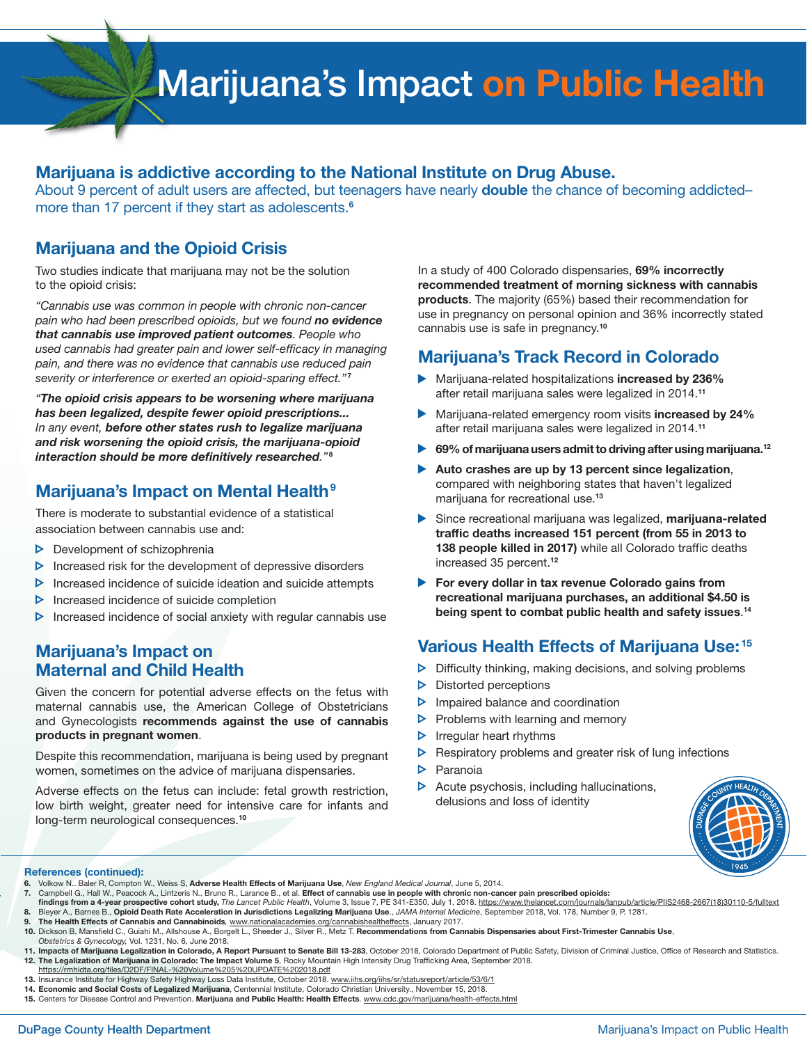# Marijuana's Impact on Public Health

## Marijuana is addictive according to the National Institute on Drug Abuse.

About 9 percent of adult users are affected, but teenagers have nearly **double** the chance of becoming addicted– more than 17 percent if they start as adolescents.[6]

## Marijuana and the Opioid Crisis

Two studies indicate that marijuana may not be the solution to the opioid crisis:

*"Cannabis use was common in people with chronic non-cancer pain who had been prescribed opioids, but we found **no evidence that cannabis use improved patient outcomes**. People who used cannabis had greater pain and lower self-efficacy in managing pain, and there was no evidence that cannabis use reduced pain severity or interference or exerted an opioid-sparing effect."*[7]

***"The opioid crisis appears to be worsening where marijuana has been legalized, despite fewer opioid prescriptions...** In any event, **before other states rush to legalize marijuana and risk worsening the opioid crisis, the marijuana-opioid interaction should be more definitively researched**."*[8]

## Marijuana's Impact on Mental Health[9]

There is moderate to substantial evidence of a statistical association between cannabis use and:

- Development of schizophrenia
- Increased risk for the development of depressive disorders
- Increased incidence of suicide ideation and suicide attempts
- Increased incidence of suicide completion
- Increased incidence of social anxiety with regular cannabis use

## Marijuana's Impact on Maternal and Child Health

Given the concern for potential adverse effects on the fetus with maternal cannabis use, the American College of Obstetricians and Gynecologists **recommends against the use of cannabis products in pregnant women**.

Despite this recommendation, marijuana is being used by pregnant women, sometimes on the advice of marijuana dispensaries.

Adverse effects on the fetus can include: fetal growth restriction, low birth weight, greater need for intensive care for infants and long-term neurological consequences.[10]

In a study of 400 Colorado dispensaries, **69% incorrectly recommended treatment of morning sickness with cannabis products**. The majority (65%) based their recommendation for use in pregnancy on personal opinion and 36% incorrectly stated cannabis use is safe in pregnancy.[10]

## Marijuana's Track Record in Colorado

- Marijuana-related hospitalizations **increased by 236%** after retail marijuana sales were legalized in 2014.[11]
- Marijuana-related emergency room visits **increased by 24%** after retail marijuana sales were legalized in 2014.[11]
- **69% of marijuana users admit to driving after using marijuana.**[12]
- **Auto crashes are up by 13 percent since legalization**, compared with neighboring states that haven't legalized marijuana for recreational use.[13]
- Since recreational marijuana was legalized, **marijuana-related traffic deaths increased 151 percent (from 55 in 2013 to 138 people killed in 2017)** while all Colorado traffic deaths increased 35 percent.[12]
- **For every dollar in tax revenue Colorado gains from recreational marijuana purchases, an additional $4.50 is being spent to combat public health and safety issues.**[14]

## Various Health Effects of Marijuana Use:[15]

- Difficulty thinking, making decisions, and solving problems
- Distorted perceptions
- Impaired balance and coordination
- Problems with learning and memory
- Irregular heart rhythms
- Respiratory problems and greater risk of lung infections
- Paranoia
- Acute psychosis, including hallucinations, delusions and loss of identity

### References (continued):

6. Volkow N.. Baler R, Compton W., Weiss S, **Adverse Health Effects of Marijuana Use**, *New England Medical Journal*, June 5, 2014.
7. Campbell G., Hall W., Peacock A., Lintzeris N., Bruno R., Larance B., et al. **Effect of cannabis use in people with chronic non-cancer pain prescribed opioids: findings from a 4-year prospective cohort study,** *The Lancet Public Health*, Volume 3, Issue 7, PE 341-E350, July 1, 2018. https://www.thelancet.com/journals/lanpub/article/PIIS2468-2667(18)30110-5/fulltext
8. Bleyer A., Barnes B., **Opioid Death Rate Acceleration in Jurisdictions Legalizing Marijuana Use.**, *JAMA Internal Medicine*, September 2018, Vol. 178, Number 9, P. 1281.
9. **The Health Effects of Cannabis and Cannabinoids**, www.nationalacademies.org/cannabishealtheffects, January 2017.
10. Dickson B, Mansfield C., Guiahi M., Allshouse A., Borgelt L., Sheeder J., Silver R., Metz T. **Recommendations from Cannabis Dispensaries about First-Trimester Cannabis Use**, *Obstetrics & Gynecology,* Vol. 1231, No. 6, June 2018.
11. **Impacts of Marijuana Legalization in Colorado, A Report Pursuant to Senate Bill 13-283**, October 2018, Colorado Department of Public Safety, Division of Criminal Justice, Office of Research and Statistics.
12. **The Legalization of Marijuana in Colorado: The Impact Volume 5**, Rocky Mountain High Intensity Drug Trafficking Area, September 2018. https://rmhidta.org/files/D2DF/FINAL-%20Volume%205%20UPDATE%202018.pdf
13. Insurance Institute for Highway Safety Highway Loss Data Institute, October 2018. www.iihs.org/iihs/sr/statusreport/article/53/6/1
14. **Economic and Social Costs of Legalized Marijuana**, Centennial Institute, Colorado Christian University., November 15, 2018.
15. Centers for Disease Control and Prevention. **Marijuana and Public Health: Health Effects**. www.cdc.gov/marijuana/health-effects.html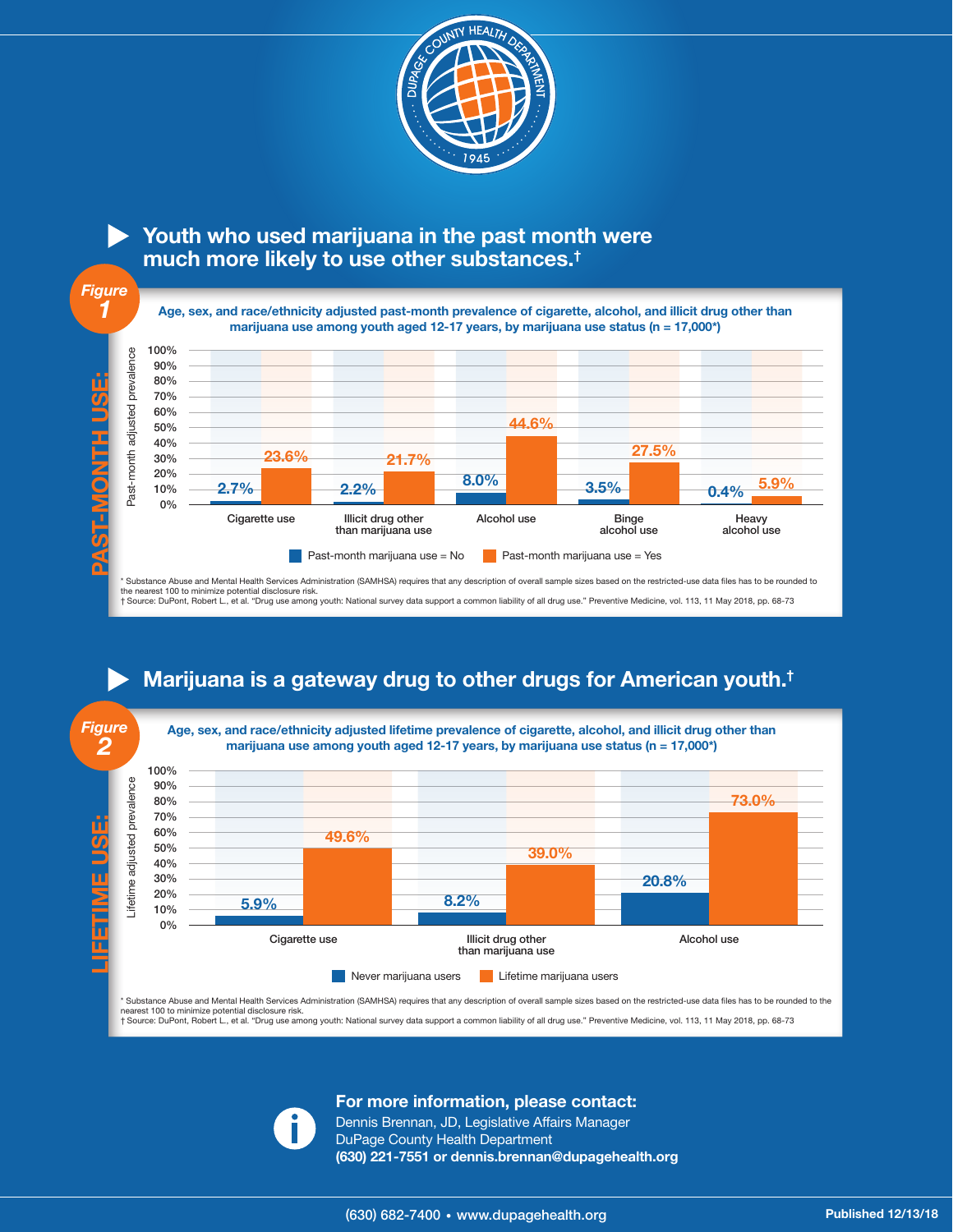DUPAGE COUNTY HEALTH DEPARTMENT 1945

## Youth who used marijuana in the past month were much more likely to use other substances.†

**Figure 1**

PAST-MONTH USE:

**Age, sex, and race/ethnicity adjusted past-month prevalence of cigarette, alcohol, and illicit drug other than marijuana use among youth aged 12-17 years, by marijuana use status (n = 17,000*)**

Past-month adjusted prevalence

100%
90%
80%
70%
60%
50%
40%
30%
20%
10%
0%

Cigarette use: 2.7% / 23.6%
Illicit drug other than marijuana use: 2.2% / 21.7%
Alcohol use: 8.0% / 44.6%
Binge alcohol use: 3.5% / 27.5%
Heavy alcohol use: 0.4% / 5.9%

Past-month marijuana use = No
Past-month marijuana use = Yes

\* Substance Abuse and Mental Health Services Administration (SAMHSA) requires that any description of overall sample sizes based on the restricted-use data files has to be rounded to the nearest 100 to minimize potential disclosure risk.
† Source: DuPont, Robert L., et al. "Drug use among youth: National survey data support a common liability of all drug use." Preventive Medicine, vol. 113, 11 May 2018, pp. 68-73

## Marijuana is a gateway drug to other drugs for American youth.†

**Figure 2**

LIFETIME USE:

**Age, sex, and race/ethnicity adjusted lifetime prevalence of cigarette, alcohol, and illicit drug other than marijuana use among youth aged 12-17 years, by marijuana use status (n = 17,000*)**

Lifetime adjusted prevalence

100%
90%
80%
70%
60%
50%
40%
30%
20%
10%
0%

Cigarette use: 5.9% / 49.6%
Illicit drug other than marijuana use: 8.2% / 39.0%
Alcohol use: 20.8% / 73.0%

Never marijuana users
Lifetime marijuana users

\* Substance Abuse and Mental Health Services Administration (SAMHSA) requires that any description of overall sample sizes based on the restricted-use data files has to be rounded to the nearest 100 to minimize potential disclosure risk.
† Source: DuPont, Robert L., et al. "Drug use among youth: National survey data support a common liability of all drug use." Preventive Medicine, vol. 113, 11 May 2018, pp. 68-73

**For more information, please contact:**
Dennis Brennan, JD, Legislative Affairs Manager
DuPage County Health Department
**(630) 221-7551 or dennis.brennan@dupagehealth.org**

(630) 682-7400 • www.dupagehealth.org

**Published 12/13/18**